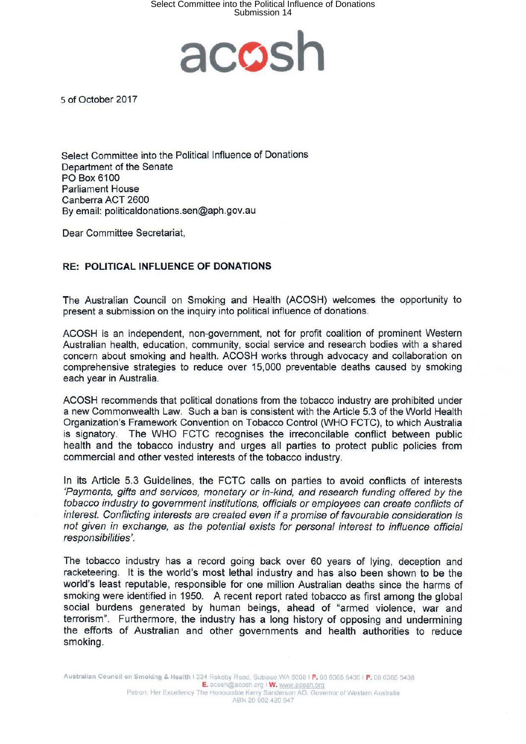acosh

5 of October 2017

Select Committee into the Political Influence of Donations
Department of the Senate
PO Box 6100
Parliament House
Canberra ACT 2600
By email: politicaldonations.sen@aph.gov.au

Dear Committee Secretariat,

**RE: POLITICAL INFLUENCE OF DONATIONS**

The Australian Council on Smoking and Health (ACOSH) welcomes the opportunity to present a submission on the inquiry into political influence of donations.

ACOSH is an independent, non-government, not for profit coalition of prominent Western Australian health, education, community, social service and research bodies with a shared concern about smoking and health. ACOSH works through advocacy and collaboration on comprehensive strategies to reduce over 15,000 preventable deaths caused by smoking each year in Australia.

ACOSH recommends that political donations from the tobacco industry are prohibited under a new Commonwealth Law. Such a ban is consistent with the Article 5.3 of the World Health Organization's Framework Convention on Tobacco Control (WHO FCTC), to which Australia is signatory. The WHO FCTC recognises the irreconcilable conflict between public health and the tobacco industry and urges all parties to protect public policies from commercial and other vested interests of the tobacco industry.

In its Article 5.3 Guidelines, the FCTC calls on parties to avoid conflicts of interests *'Payments, gifts and services, monetary or in-kind, and research funding offered by the tobacco industry to government institutions, officials or employees can create conflicts of interest. Conflicting interests are created even if a promise of favourable consideration is not given in exchange, as the potential exists for personal interest to influence official responsibilities'.*

The tobacco industry has a record going back over 60 years of lying, deception and racketeering. It is the world's most lethal industry and has also been shown to be the world's least reputable, responsible for one million Australian deaths since the harms of smoking were identified in 1950. A recent report rated tobacco as first among the global social burdens generated by human beings, ahead of "armed violence, war and terrorism". Furthermore, the industry has a long history of opposing and undermining the efforts of Australian and other governments and health authorities to reduce smoking.

Australian Council on Smoking & Health | 334 Rokeby Road, Subiaco WA 6008 | P. 08 6365 5436 | P. 08 6365 5438
E. acosh@acosh.org | W. www.acosh.org
Patron: Her Excellency The Honourable Kerry Sanderson AO, Governor of Western Australia
ABN 20 602 420 947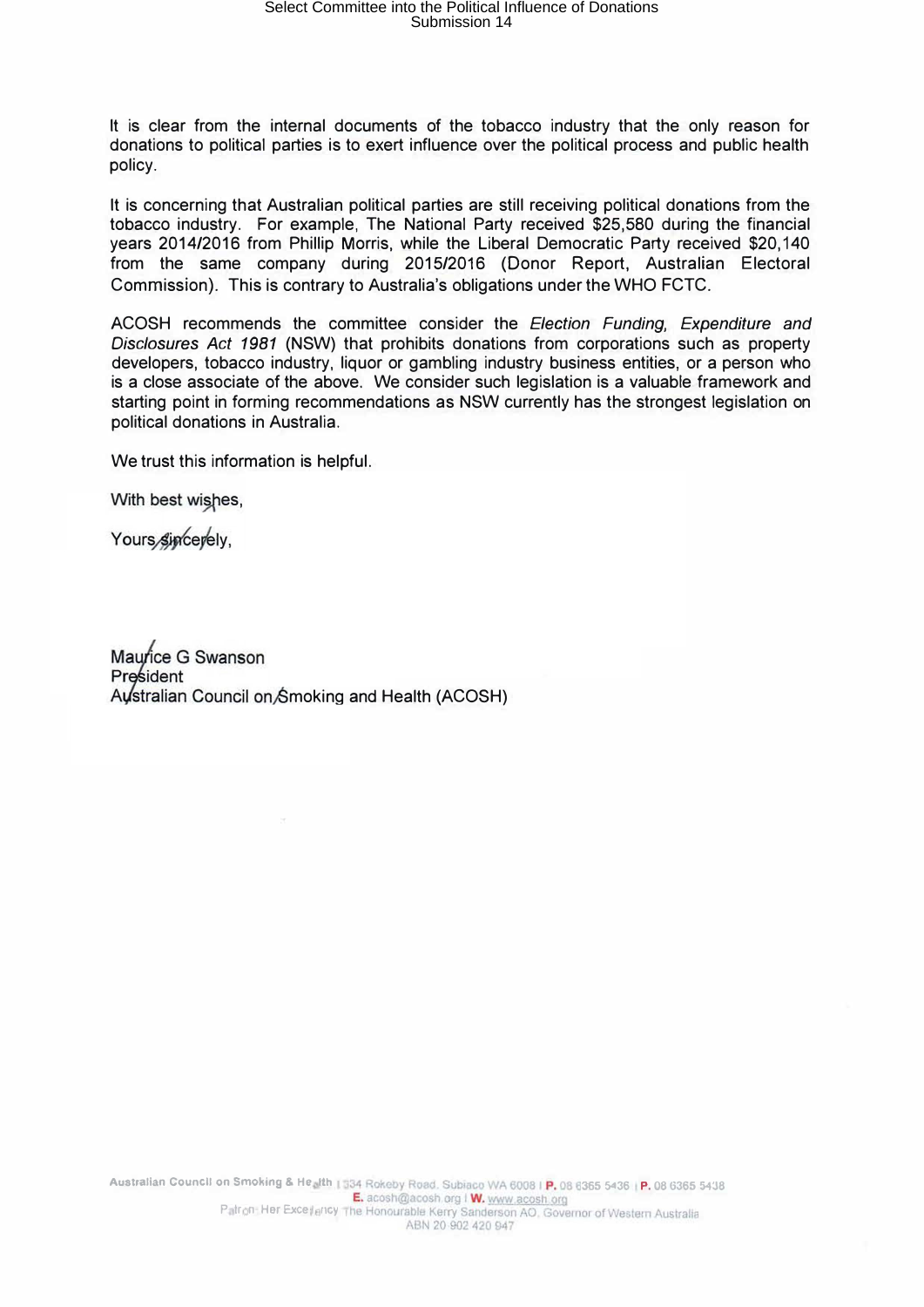It is clear from the internal documents of the tobacco industry that the only reason for donations to political parties is to exert influence over the political process and public health policy.

It is concerning that Australian political parties are still receiving political donations from the tobacco industry. For example, The National Party received $25,580 during the financial years 2014/2016 from Phillip Morris, while the Liberal Democratic Party received $20,140 from the same company during 2015/2016 (Donor Report, Australian Electoral Commission). This is contrary to Australia's obligations under the WHO FCTC.

ACOSH recommends the committee consider the *Election Funding, Expenditure and Disclosures Act 1981* (NSW) that prohibits donations from corporations such as property developers, tobacco industry, liquor or gambling industry business entities, or a person who is a close associate of the above. We consider such legislation is a valuable framework and starting point in forming recommendations as NSW currently has the strongest legislation on political donations in Australia.

We trust this information is helpful.

With best wishes,

Yours sincerely,

Maurice G Swanson
President
Australian Council on Smoking and Health (ACOSH)

Australian Council on Smoking & Health | 334 Rokeby Road, Subiaco WA 6008 | **P.** 08 6365 5436 | **P.** 08 6365 5438
**E.** acosh@acosh.org | **W.** www.acosh.org
Patron: Her Excellency The Honourable Kerry Sanderson AO, Governor of Western Australia
ABN 20 902 420 947